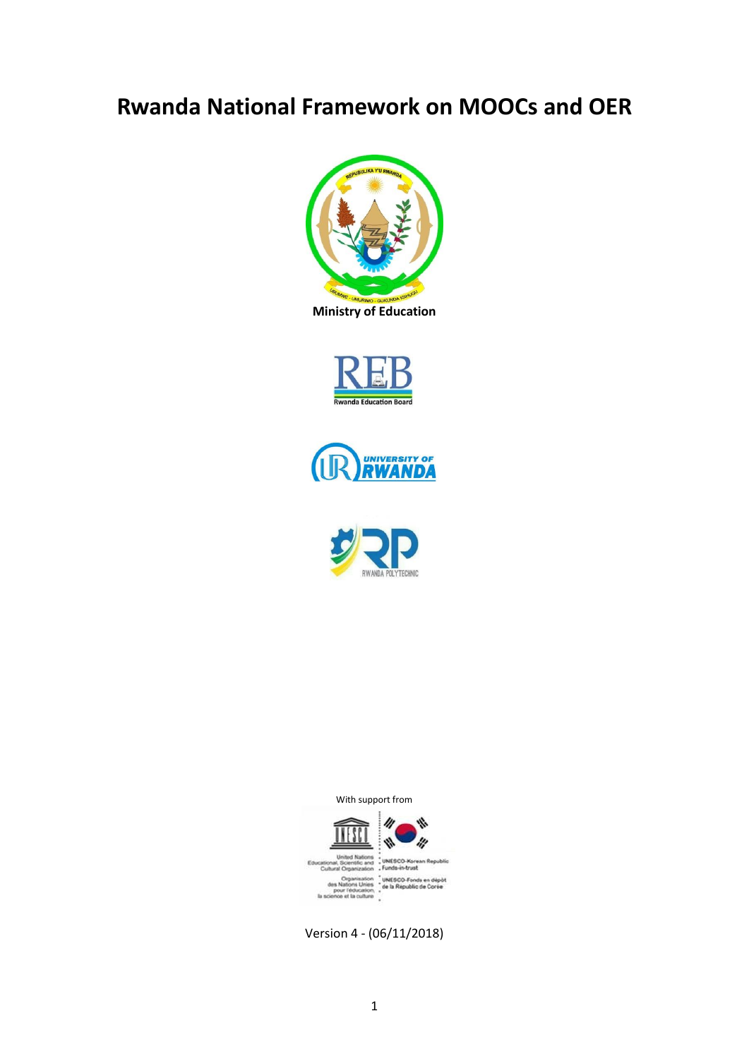# Rwanda National Framework on MOOCs and OER

Ministry of Education

With support from

Version 4 - (06/11/2018)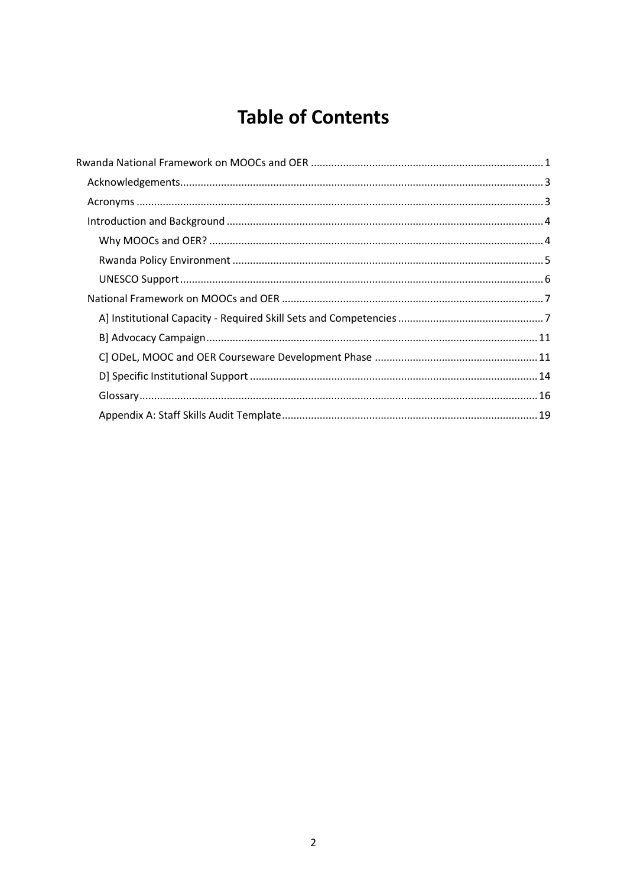# Table of Contents

- Rwanda National Framework on MOOCs and OER ... 1
  - Acknowledgements ... 3
  - Acronyms ... 3
  - Introduction and Background ... 4
    - Why MOOCs and OER? ... 4
    - Rwanda Policy Environment ... 5
    - UNESCO Support ... 6
  - National Framework on MOOCs and OER ... 7
    - A] Institutional Capacity - Required Skill Sets and Competencies ... 7
    - B] Advocacy Campaign ... 11
    - C] ODeL, MOOC and OER Courseware Development Phase ... 11
    - D] Specific Institutional Support ... 14
    - Glossary ... 16
    - Appendix A: Staff Skills Audit Template ... 19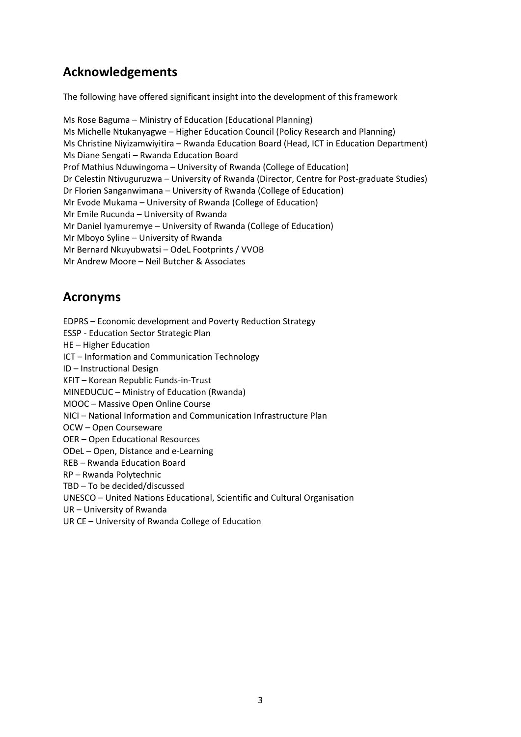## Acknowledgements

The following have offered significant insight into the development of this framework

Ms Rose Baguma – Ministry of Education (Educational Planning)
Ms Michelle Ntukanyagwe – Higher Education Council (Policy Research and Planning)
Ms Christine Niyizamwiyitira – Rwanda Education Board (Head, ICT in Education Department)
Ms Diane Sengati – Rwanda Education Board
Prof Mathius Nduwingoma – University of Rwanda (College of Education)
Dr Celestin Ntivuguruzwa – University of Rwanda (Director, Centre for Post-graduate Studies)
Dr Florien Sanganwimana – University of Rwanda (College of Education)
Mr Evode Mukama – University of Rwanda (College of Education)
Mr Emile Rucunda – University of Rwanda
Mr Daniel Iyamuremye – University of Rwanda (College of Education)
Mr Mboyo Syline – University of Rwanda
Mr Bernard Nkuyubwatsi – OdeL Footprints / VVOB
Mr Andrew Moore – Neil Butcher & Associates

## Acronyms

EDPRS – Economic development and Poverty Reduction Strategy
ESSP - Education Sector Strategic Plan
HE – Higher Education
ICT – Information and Communication Technology
ID – Instructional Design
KFIT – Korean Republic Funds-in-Trust
MINEDUCUC – Ministry of Education (Rwanda)
MOOC – Massive Open Online Course
NICI – National Information and Communication Infrastructure Plan
OCW – Open Courseware
OER – Open Educational Resources
ODeL – Open, Distance and e-Learning
REB – Rwanda Education Board
RP – Rwanda Polytechnic
TBD – To be decided/discussed
UNESCO – United Nations Educational, Scientific and Cultural Organisation
UR – University of Rwanda
UR CE – University of Rwanda College of Education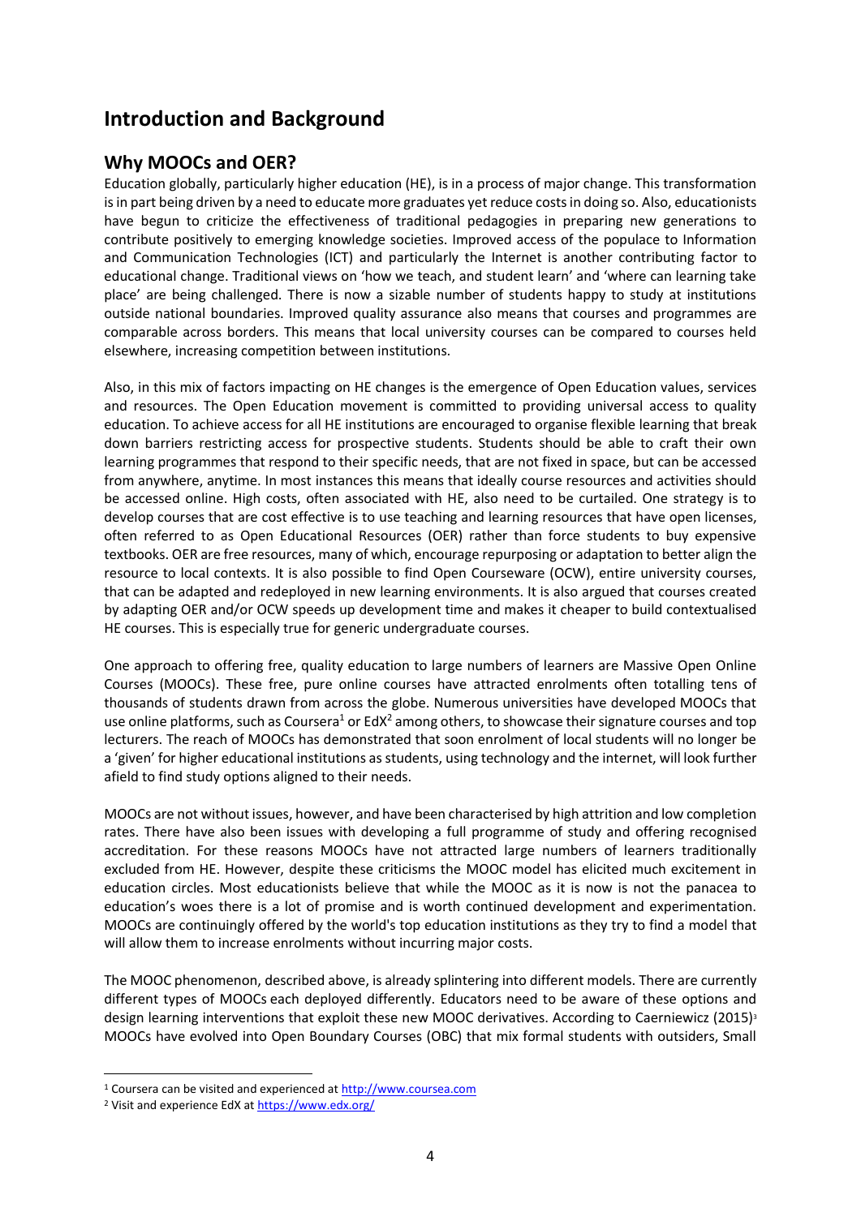# Introduction and Background

## Why MOOCs and OER?

Education globally, particularly higher education (HE), is in a process of major change. This transformation is in part being driven by a need to educate more graduates yet reduce costs in doing so. Also, educationists have begun to criticize the effectiveness of traditional pedagogies in preparing new generations to contribute positively to emerging knowledge societies. Improved access of the populace to Information and Communication Technologies (ICT) and particularly the Internet is another contributing factor to educational change. Traditional views on 'how we teach, and student learn' and 'where can learning take place' are being challenged. There is now a sizable number of students happy to study at institutions outside national boundaries. Improved quality assurance also means that courses and programmes are comparable across borders. This means that local university courses can be compared to courses held elsewhere, increasing competition between institutions.

Also, in this mix of factors impacting on HE changes is the emergence of Open Education values, services and resources. The Open Education movement is committed to providing universal access to quality education. To achieve access for all HE institutions are encouraged to organise flexible learning that break down barriers restricting access for prospective students. Students should be able to craft their own learning programmes that respond to their specific needs, that are not fixed in space, but can be accessed from anywhere, anytime. In most instances this means that ideally course resources and activities should be accessed online. High costs, often associated with HE, also need to be curtailed. One strategy is to develop courses that are cost effective is to use teaching and learning resources that have open licenses, often referred to as Open Educational Resources (OER) rather than force students to buy expensive textbooks. OER are free resources, many of which, encourage repurposing or adaptation to better align the resource to local contexts. It is also possible to find Open Courseware (OCW), entire university courses, that can be adapted and redeployed in new learning environments. It is also argued that courses created by adapting OER and/or OCW speeds up development time and makes it cheaper to build contextualised HE courses. This is especially true for generic undergraduate courses.

One approach to offering free, quality education to large numbers of learners are Massive Open Online Courses (MOOCs). These free, pure online courses have attracted enrolments often totalling tens of thousands of students drawn from across the globe. Numerous universities have developed MOOCs that use online platforms, such as Coursera[1] or EdX[2] among others, to showcase their signature courses and top lecturers. The reach of MOOCs has demonstrated that soon enrolment of local students will no longer be a 'given' for higher educational institutions as students, using technology and the internet, will look further afield to find study options aligned to their needs.

MOOCs are not without issues, however, and have been characterised by high attrition and low completion rates. There have also been issues with developing a full programme of study and offering recognised accreditation. For these reasons MOOCs have not attracted large numbers of learners traditionally excluded from HE. However, despite these criticisms the MOOC model has elicited much excitement in education circles. Most educationists believe that while the MOOC as it is now is not the panacea to education's woes there is a lot of promise and is worth continued development and experimentation. MOOCs are continuingly offered by the world's top education institutions as they try to find a model that will allow them to increase enrolments without incurring major costs.

The MOOC phenomenon, described above, is already splintering into different models. There are currently different types of MOOCs each deployed differently. Educators need to be aware of these options and design learning interventions that exploit these new MOOC derivatives. According to Caerniewicz (2015)[3] MOOCs have evolved into Open Boundary Courses (OBC) that mix formal students with outsiders, Small

---

[1] Coursera can be visited and experienced at http://www.coursea.com

[2] Visit and experience EdX at https://www.edx.org/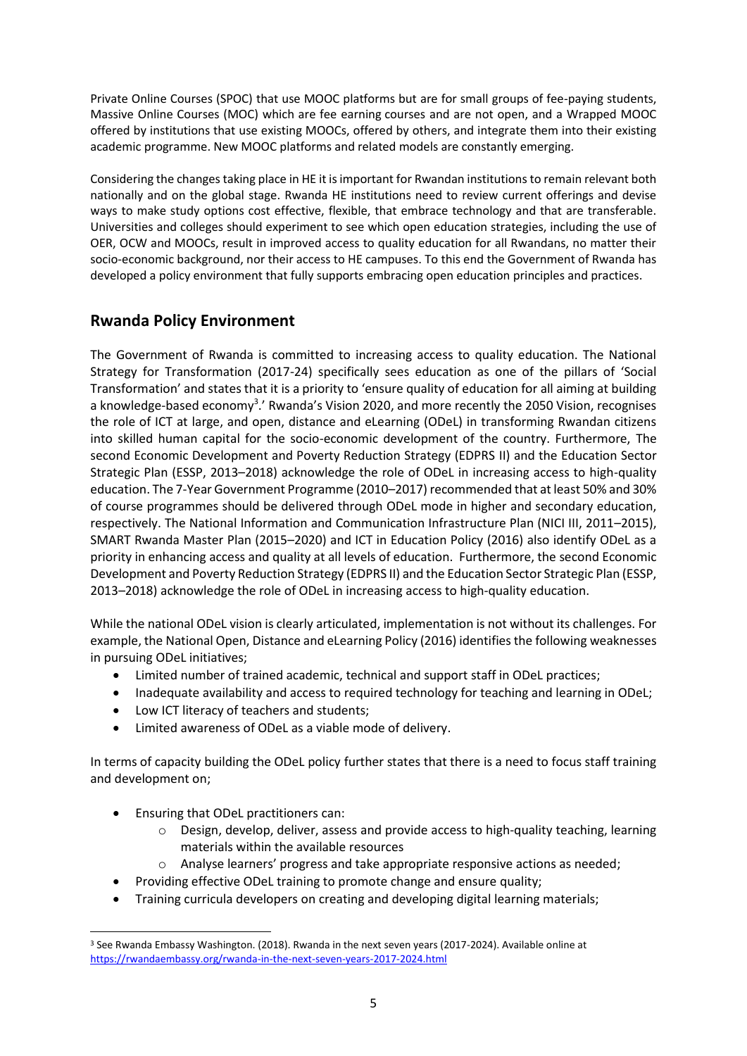Private Online Courses (SPOC) that use MOOC platforms but are for small groups of fee-paying students, Massive Online Courses (MOC) which are fee earning courses and are not open, and a Wrapped MOOC offered by institutions that use existing MOOCs, offered by others, and integrate them into their existing academic programme. New MOOC platforms and related models are constantly emerging.

Considering the changes taking place in HE it is important for Rwandan institutions to remain relevant both nationally and on the global stage. Rwanda HE institutions need to review current offerings and devise ways to make study options cost effective, flexible, that embrace technology and that are transferable. Universities and colleges should experiment to see which open education strategies, including the use of OER, OCW and MOOCs, result in improved access to quality education for all Rwandans, no matter their socio-economic background, nor their access to HE campuses. To this end the Government of Rwanda has developed a policy environment that fully supports embracing open education principles and practices.

## Rwanda Policy Environment

The Government of Rwanda is committed to increasing access to quality education. The National Strategy for Transformation (2017-24) specifically sees education as one of the pillars of 'Social Transformation' and states that it is a priority to 'ensure quality of education for all aiming at building a knowledge-based economy[3].' Rwanda's Vision 2020, and more recently the 2050 Vision, recognises the role of ICT at large, and open, distance and eLearning (ODeL) in transforming Rwandan citizens into skilled human capital for the socio-economic development of the country. Furthermore, The second Economic Development and Poverty Reduction Strategy (EDPRS II) and the Education Sector Strategic Plan (ESSP, 2013–2018) acknowledge the role of ODeL in increasing access to high-quality education. The 7-Year Government Programme (2010–2017) recommended that at least 50% and 30% of course programmes should be delivered through ODeL mode in higher and secondary education, respectively. The National Information and Communication Infrastructure Plan (NICI III, 2011–2015), SMART Rwanda Master Plan (2015–2020) and ICT in Education Policy (2016) also identify ODeL as a priority in enhancing access and quality at all levels of education. Furthermore, the second Economic Development and Poverty Reduction Strategy (EDPRS II) and the Education Sector Strategic Plan (ESSP, 2013–2018) acknowledge the role of ODeL in increasing access to high-quality education.

While the national ODeL vision is clearly articulated, implementation is not without its challenges. For example, the National Open, Distance and eLearning Policy (2016) identifies the following weaknesses in pursuing ODeL initiatives;

- Limited number of trained academic, technical and support staff in ODeL practices;
- Inadequate availability and access to required technology for teaching and learning in ODeL;
- Low ICT literacy of teachers and students;
- Limited awareness of ODeL as a viable mode of delivery.

In terms of capacity building the ODeL policy further states that there is a need to focus staff training and development on;

- Ensuring that ODeL practitioners can:
  - Design, develop, deliver, assess and provide access to high-quality teaching, learning materials within the available resources
  - Analyse learners' progress and take appropriate responsive actions as needed;
- Providing effective ODeL training to promote change and ensure quality;
- Training curricula developers on creating and developing digital learning materials;

[3] See Rwanda Embassy Washington. (2018). Rwanda in the next seven years (2017-2024). Available online at https://rwandaembassy.org/rwanda-in-the-next-seven-years-2017-2024.html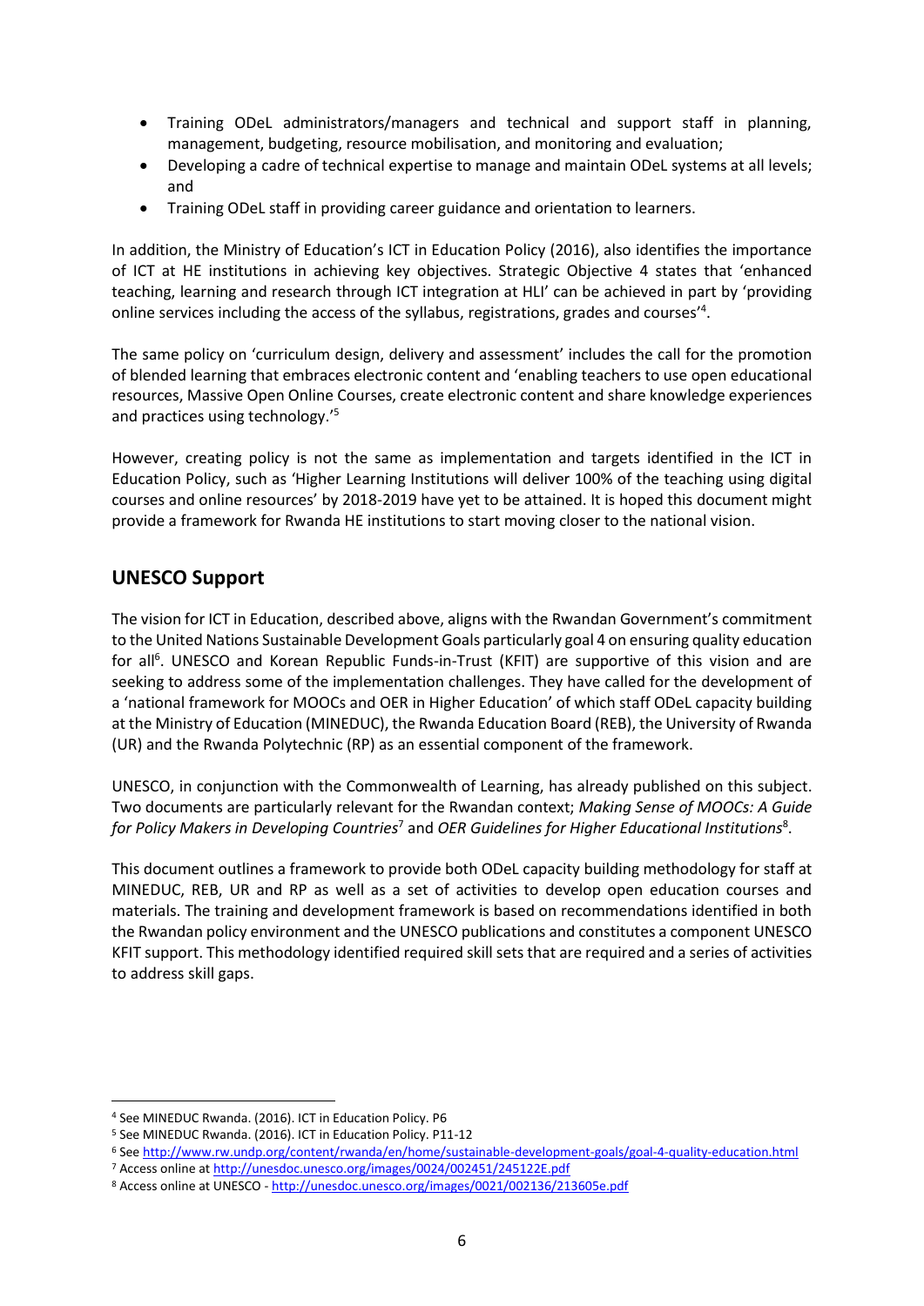- Training ODeL administrators/managers and technical and support staff in planning, management, budgeting, resource mobilisation, and monitoring and evaluation;
- Developing a cadre of technical expertise to manage and maintain ODeL systems at all levels; and
- Training ODeL staff in providing career guidance and orientation to learners.

In addition, the Ministry of Education's ICT in Education Policy (2016), also identifies the importance of ICT at HE institutions in achieving key objectives. Strategic Objective 4 states that 'enhanced teaching, learning and research through ICT integration at HLI' can be achieved in part by 'providing online services including the access of the syllabus, registrations, grades and courses'[4].

The same policy on 'curriculum design, delivery and assessment' includes the call for the promotion of blended learning that embraces electronic content and 'enabling teachers to use open educational resources, Massive Open Online Courses, create electronic content and share knowledge experiences and practices using technology.'[5]

However, creating policy is not the same as implementation and targets identified in the ICT in Education Policy, such as 'Higher Learning Institutions will deliver 100% of the teaching using digital courses and online resources' by 2018-2019 have yet to be attained. It is hoped this document might provide a framework for Rwanda HE institutions to start moving closer to the national vision.

## UNESCO Support

The vision for ICT in Education, described above, aligns with the Rwandan Government's commitment to the United Nations Sustainable Development Goals particularly goal 4 on ensuring quality education for all[6]. UNESCO and Korean Republic Funds-in-Trust (KFIT) are supportive of this vision and are seeking to address some of the implementation challenges. They have called for the development of a 'national framework for MOOCs and OER in Higher Education' of which staff ODeL capacity building at the Ministry of Education (MINEDUC), the Rwanda Education Board (REB), the University of Rwanda (UR) and the Rwanda Polytechnic (RP) as an essential component of the framework.

UNESCO, in conjunction with the Commonwealth of Learning, has already published on this subject. Two documents are particularly relevant for the Rwandan context; *Making Sense of MOOCs: A Guide for Policy Makers in Developing Countries*[7] and *OER Guidelines for Higher Educational Institutions*[8].

This document outlines a framework to provide both ODeL capacity building methodology for staff at MINEDUC, REB, UR and RP as well as a set of activities to develop open education courses and materials. The training and development framework is based on recommendations identified in both the Rwandan policy environment and the UNESCO publications and constitutes a component UNESCO KFIT support. This methodology identified required skill sets that are required and a series of activities to address skill gaps.

---

[4] See MINEDUC Rwanda. (2016). ICT in Education Policy. P6

[5] See MINEDUC Rwanda. (2016). ICT in Education Policy. P11-12

[6] See http://www.rw.undp.org/content/rwanda/en/home/sustainable-development-goals/goal-4-quality-education.html

[7] Access online at http://unesdoc.unesco.org/images/0024/002451/245122E.pdf

[8] Access online at UNESCO - http://unesdoc.unesco.org/images/0021/002136/213605e.pdf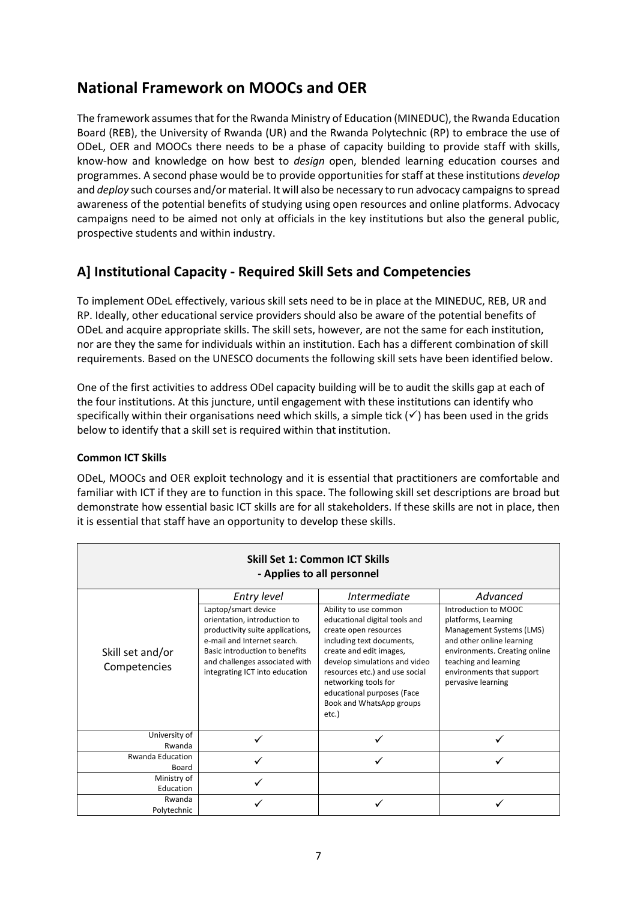# National Framework on MOOCs and OER

The framework assumes that for the Rwanda Ministry of Education (MINEDUC), the Rwanda Education Board (REB), the University of Rwanda (UR) and the Rwanda Polytechnic (RP) to embrace the use of ODeL, OER and MOOCs there needs to be a phase of capacity building to provide staff with skills, know-how and knowledge on how best to *design* open, blended learning education courses and programmes. A second phase would be to provide opportunities for staff at these institutions *develop* and *deploy* such courses and/or material. It will also be necessary to run advocacy campaigns to spread awareness of the potential benefits of studying using open resources and online platforms. Advocacy campaigns need to be aimed not only at officials in the key institutions but also the general public, prospective students and within industry.

## A] Institutional Capacity - Required Skill Sets and Competencies

To implement ODeL effectively, various skill sets need to be in place at the MINEDUC, REB, UR and RP. Ideally, other educational service providers should also be aware of the potential benefits of ODeL and acquire appropriate skills. The skill sets, however, are not the same for each institution, nor are they the same for individuals within an institution. Each has a different combination of skill requirements. Based on the UNESCO documents the following skill sets have been identified below.

One of the first activities to address ODel capacity building will be to audit the skills gap at each of the four institutions. At this juncture, until engagement with these institutions can identify who specifically within their organisations need which skills, a simple tick (✓) has been used in the grids below to identify that a skill set is required within that institution.

**Common ICT Skills**

ODeL, MOOCs and OER exploit technology and it is essential that practitioners are comfortable and familiar with ICT if they are to function in this space. The following skill set descriptions are broad but demonstrate how essential basic ICT skills are for all stakeholders. If these skills are not in place, then it is essential that staff have an opportunity to develop these skills.

| **Skill Set 1: Common ICT Skills - Applies to all personnel** | | | |
|---|---|---|---|
| | *Entry level* | *Intermediate* | *Advanced* |
| Skill set and/or Competencies | Laptop/smart device orientation, introduction to productivity suite applications, e-mail and Internet search. Basic introduction to benefits and challenges associated with integrating ICT into education | Ability to use common educational digital tools and create open resources including text documents, create and edit images, develop simulations and video resources etc.) and use social networking tools for educational purposes (Face Book and WhatsApp groups etc.) | Introduction to MOOC platforms, Learning Management Systems (LMS) and other online learning environments. Creating online teaching and learning environments that support pervasive learning |
| University of Rwanda | ✓ | ✓ | ✓ |
| Rwanda Education Board | ✓ | ✓ | ✓ |
| Ministry of Education | ✓ | | |
| Rwanda Polytechnic | ✓ | ✓ | ✓ |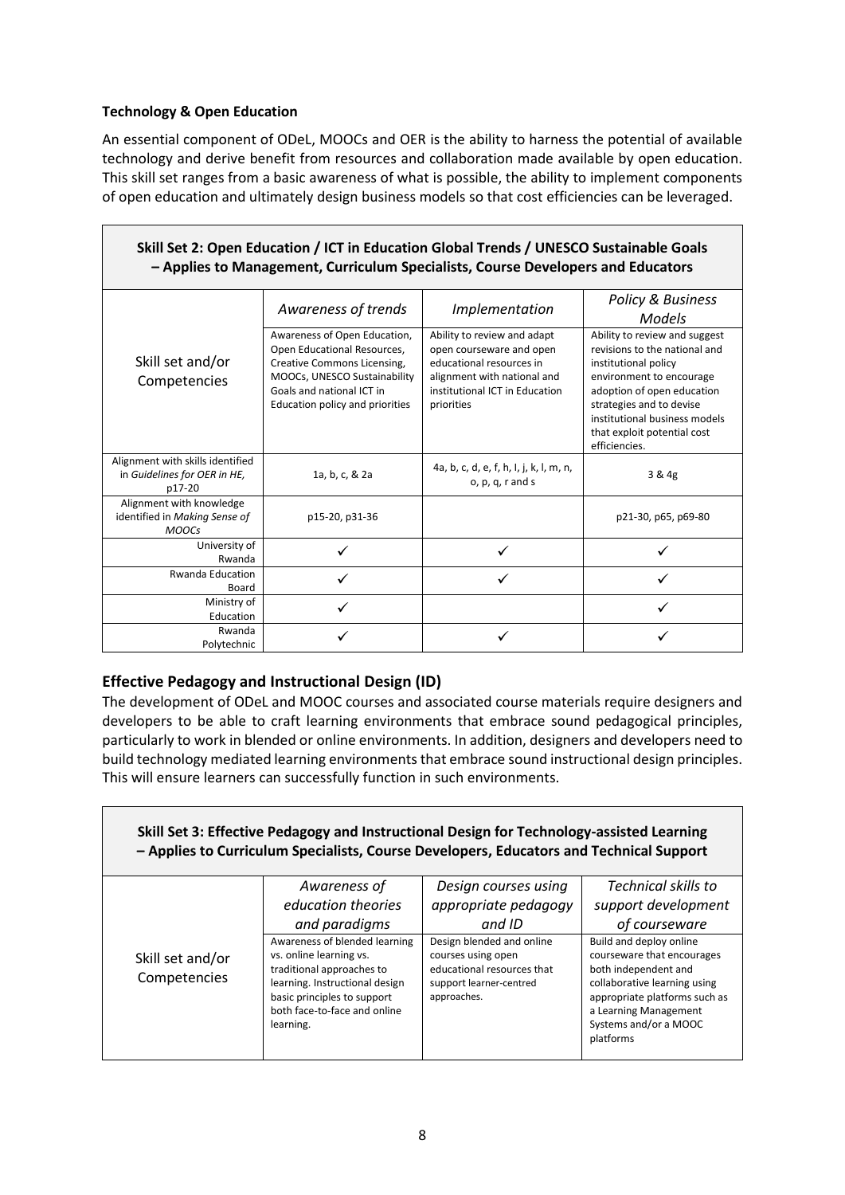**Technology & Open Education**

An essential component of ODeL, MOOCs and OER is the ability to harness the potential of available technology and derive benefit from resources and collaboration made available by open education. This skill set ranges from a basic awareness of what is possible, the ability to implement components of open education and ultimately design business models so that cost efficiencies can be leveraged.

| **Skill Set 2: Open Education / ICT in Education Global Trends / UNESCO Sustainable Goals – Applies to Management, Curriculum Specialists, Course Developers and Educators** | | | |
|---|---|---|---|
| | *Awareness of trends* | *Implementation* | *Policy & Business Models* |
| Skill set and/or Competencies | Awareness of Open Education, Open Educational Resources, Creative Commons Licensing, MOOCs, UNESCO Sustainability Goals and national ICT in Education policy and priorities | Ability to review and adapt open courseware and open educational resources in alignment with national and institutional ICT in Education priorities | Ability to review and suggest revisions to the national and institutional policy environment to encourage adoption of open education strategies and to devise institutional business models that exploit potential cost efficiencies. |
| Alignment with skills identified in *Guidelines for OER in HE,* p17-20 | 1a, b, c, & 2a | 4a, b, c, d, e, f, h, I, j, k, l, m, n, o, p, q, r and s | 3 & 4g |
| Alignment with knowledge identified in *Making Sense of MOOCs* | p15-20, p31-36 | | p21-30, p65, p69-80 |
| University of Rwanda | ✓ | ✓ | ✓ |
| Rwanda Education Board | ✓ | ✓ | ✓ |
| Ministry of Education | ✓ | | ✓ |
| Rwanda Polytechnic | ✓ | ✓ | ✓ |

## Effective Pedagogy and Instructional Design (ID)

The development of ODeL and MOOC courses and associated course materials require designers and developers to be able to craft learning environments that embrace sound pedagogical principles, particularly to work in blended or online environments. In addition, designers and developers need to build technology mediated learning environments that embrace sound instructional design principles. This will ensure learners can successfully function in such environments.

| **Skill Set 3: Effective Pedagogy and Instructional Design for Technology-assisted Learning – Applies to Curriculum Specialists, Course Developers, Educators and Technical Support** | | | |
|---|---|---|---|
| | *Awareness of education theories and paradigms* | *Design courses using appropriate pedagogy and ID* | *Technical skills to support development of courseware* |
| Skill set and/or Competencies | Awareness of blended learning vs. online learning vs. traditional approaches to learning. Instructional design basic principles to support both face-to-face and online learning. | Design blended and online courses using open educational resources that support learner-centred approaches. | Build and deploy online courseware that encourages both independent and collaborative learning using appropriate platforms such as a Learning Management Systems and/or a MOOC platforms |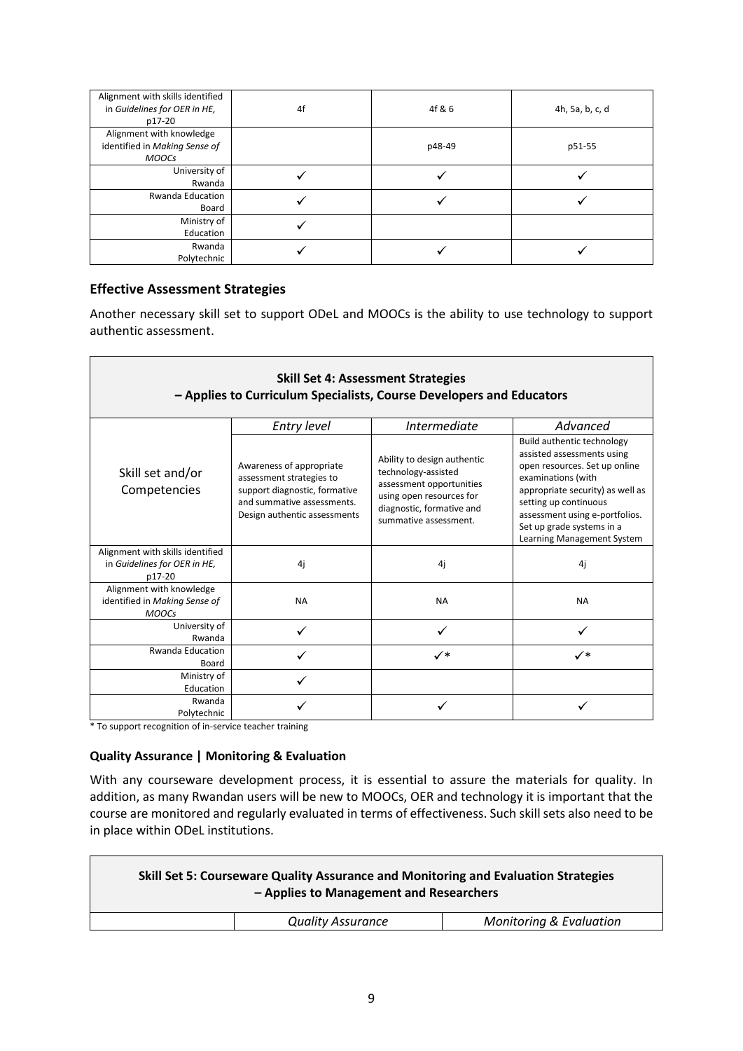| | | | |
|---|---|---|---|
| Alignment with skills identified in *Guidelines for OER in HE*, p17-20 | 4f | 4f & 6 | 4h, 5a, b, c, d |
| Alignment with knowledge identified in *Making Sense of MOOCs* | | p48-49 | p51-55 |
| University of Rwanda | ✓ | ✓ | ✓ |
| Rwanda Education Board | ✓ | ✓ | ✓ |
| Ministry of Education | ✓ | | |
| Rwanda Polytechnic | ✓ | ✓ | ✓ |

### Effective Assessment Strategies

Another necessary skill set to support ODeL and MOOCs is the ability to use technology to support authentic assessment.

| **Skill Set 4: Assessment Strategies – Applies to Curriculum Specialists, Course Developers and Educators** | | | |
|---|---|---|---|
| | *Entry level* | *Intermediate* | *Advanced* |
| Skill set and/or Competencies | Awareness of appropriate assessment strategies to support diagnostic, formative and summative assessments. Design authentic assessments | Ability to design authentic technology-assisted assessment opportunities using open resources for diagnostic, formative and summative assessment. | Build authentic technology assisted assessments using open resources. Set up online examinations (with appropriate security) as well as setting up continuous assessment using e-portfolios. Set up grade systems in a Learning Management System |
| Alignment with skills identified in *Guidelines for OER in HE*, p17-20 | 4j | 4j | 4j |
| Alignment with knowledge identified in *Making Sense of MOOCs* | NA | NA | NA |
| University of Rwanda | ✓ | ✓ | ✓ |
| Rwanda Education Board | ✓ | ✓* | ✓* |
| Ministry of Education | ✓ | | |
| Rwanda Polytechnic | ✓ | ✓ | ✓ |

* To support recognition of in-service teacher training

#### Quality Assurance | Monitoring & Evaluation

With any courseware development process, it is essential to assure the materials for quality. In addition, as many Rwandan users will be new to MOOCs, OER and technology it is important that the course are monitored and regularly evaluated in terms of effectiveness. Such skill sets also need to be in place within ODeL institutions.

| **Skill Set 5: Courseware Quality Assurance and Monitoring and Evaluation Strategies – Applies to Management and Researchers** | | |
|---|---|---|
| | *Quality Assurance* | *Monitoring & Evaluation* |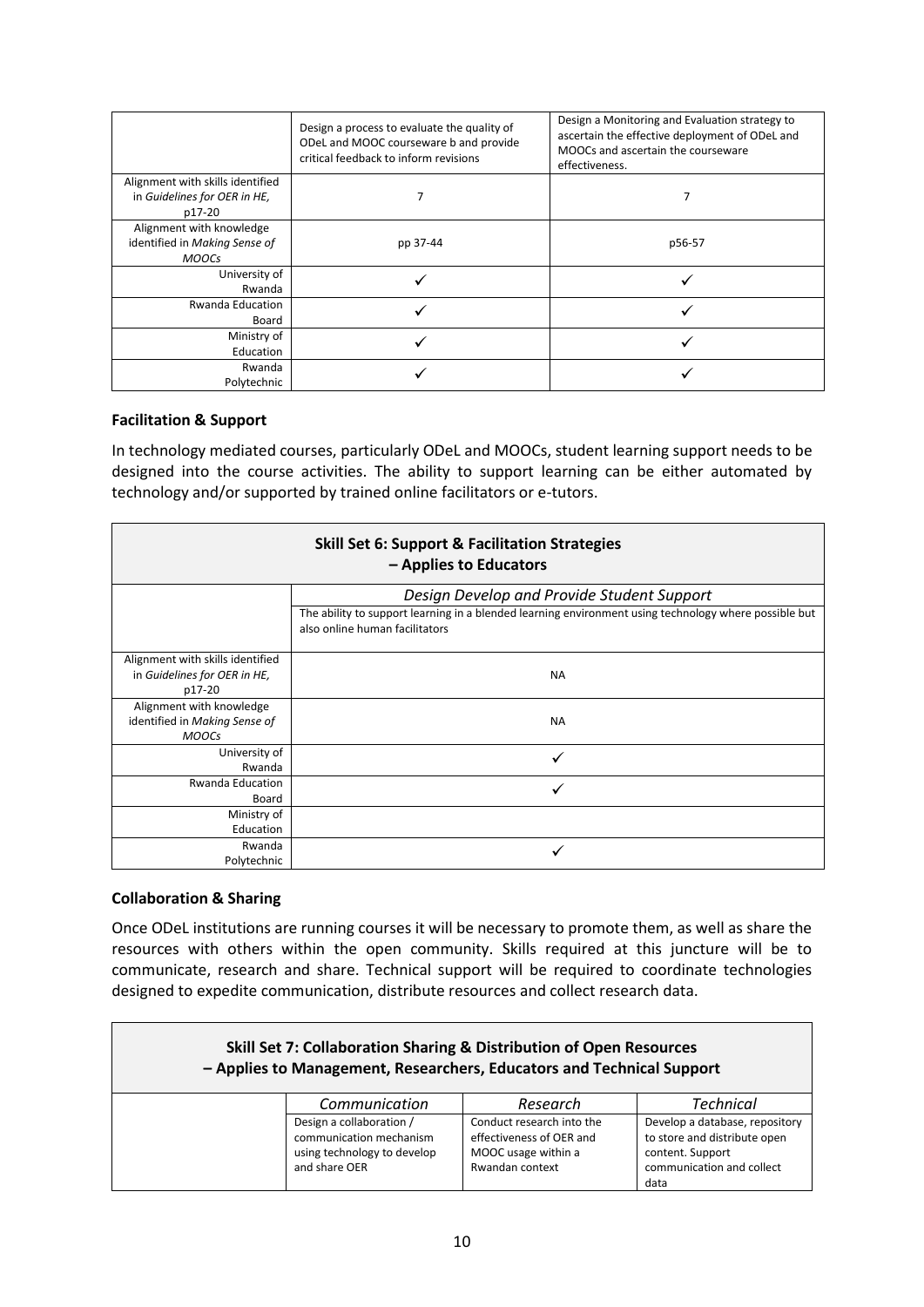| | Design a process to evaluate the quality of ODeL and MOOC courseware b and provide critical feedback to inform revisions | Design a Monitoring and Evaluation strategy to ascertain the effective deployment of ODeL and MOOCs and ascertain the courseware effectiveness. |
|---|---|---|
| Alignment with skills identified in *Guidelines for OER in HE*, p17-20 | 7 | 7 |
| Alignment with knowledge identified in *Making Sense of MOOCs* | pp 37-44 | p56-57 |
| University of Rwanda | ✓ | ✓ |
| Rwanda Education Board | ✓ | ✓ |
| Ministry of Education | ✓ | ✓ |
| Rwanda Polytechnic | ✓ | ✓ |

**Facilitation & Support**

In technology mediated courses, particularly ODeL and MOOCs, student learning support needs to be designed into the course activities. The ability to support learning can be either automated by technology and/or supported by trained online facilitators or e-tutors.

| **Skill Set 6: Support & Facilitation Strategies – Applies to Educators** | |
|---|---|
| | *Design Develop and Provide Student Support*<br>The ability to support learning in a blended learning environment using technology where possible but also online human facilitators |
| Alignment with skills identified in *Guidelines for OER in HE*, p17-20 | NA |
| Alignment with knowledge identified in *Making Sense of MOOCs* | NA |
| University of Rwanda | ✓ |
| Rwanda Education Board | ✓ |
| Ministry of Education | |
| Rwanda Polytechnic | ✓ |

**Collaboration & Sharing**

Once ODeL institutions are running courses it will be necessary to promote them, as well as share the resources with others within the open community. Skills required at this juncture will be to communicate, research and share. Technical support will be required to coordinate technologies designed to expedite communication, distribute resources and collect research data.

| **Skill Set 7: Collaboration Sharing & Distribution of Open Resources – Applies to Management, Researchers, Educators and Technical Support** | | | |
|---|---|---|---|
| | *Communication* | *Research* | *Technical* |
| | Design a collaboration / communication mechanism using technology to develop and share OER | Conduct research into the effectiveness of OER and MOOC usage within a Rwandan context | Develop a database, repository to store and distribute open content. Support communication and collect data |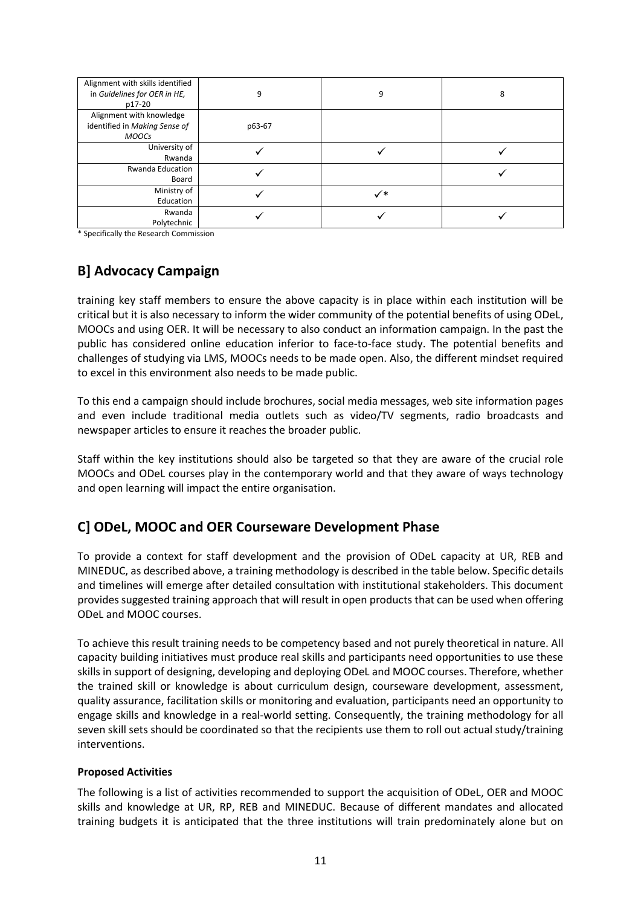| | | | |
|---|---|---|---|
| Alignment with skills identified in *Guidelines for OER in HE*, p17-20 | 9 | 9 | 8 |
| Alignment with knowledge identified in *Making Sense of MOOCs* | p63-67 | | |
| University of Rwanda | ✓ | ✓ | ✓ |
| Rwanda Education Board | ✓ | | ✓ |
| Ministry of Education | ✓ | ✓* | |
| Rwanda Polytechnic | ✓ | ✓ | ✓ |

* Specifically the Research Commission

## B] Advocacy Campaign

training key staff members to ensure the above capacity is in place within each institution will be critical but it is also necessary to inform the wider community of the potential benefits of using ODeL, MOOCs and using OER. It will be necessary to also conduct an information campaign. In the past the public has considered online education inferior to face-to-face study. The potential benefits and challenges of studying via LMS, MOOCs needs to be made open. Also, the different mindset required to excel in this environment also needs to be made public.

To this end a campaign should include brochures, social media messages, web site information pages and even include traditional media outlets such as video/TV segments, radio broadcasts and newspaper articles to ensure it reaches the broader public.

Staff within the key institutions should also be targeted so that they are aware of the crucial role MOOCs and ODeL courses play in the contemporary world and that they aware of ways technology and open learning will impact the entire organisation.

## C] ODeL, MOOC and OER Courseware Development Phase

To provide a context for staff development and the provision of ODeL capacity at UR, REB and MINEDUC, as described above, a training methodology is described in the table below. Specific details and timelines will emerge after detailed consultation with institutional stakeholders. This document provides suggested training approach that will result in open products that can be used when offering ODeL and MOOC courses.

To achieve this result training needs to be competency based and not purely theoretical in nature. All capacity building initiatives must produce real skills and participants need opportunities to use these skills in support of designing, developing and deploying ODeL and MOOC courses. Therefore, whether the trained skill or knowledge is about curriculum design, courseware development, assessment, quality assurance, facilitation skills or monitoring and evaluation, participants need an opportunity to engage skills and knowledge in a real-world setting. Consequently, the training methodology for all seven skill sets should be coordinated so that the recipients use them to roll out actual study/training interventions.

**Proposed Activities**

The following is a list of activities recommended to support the acquisition of ODeL, OER and MOOC skills and knowledge at UR, RP, REB and MINEDUC. Because of different mandates and allocated training budgets it is anticipated that the three institutions will train predominately alone but on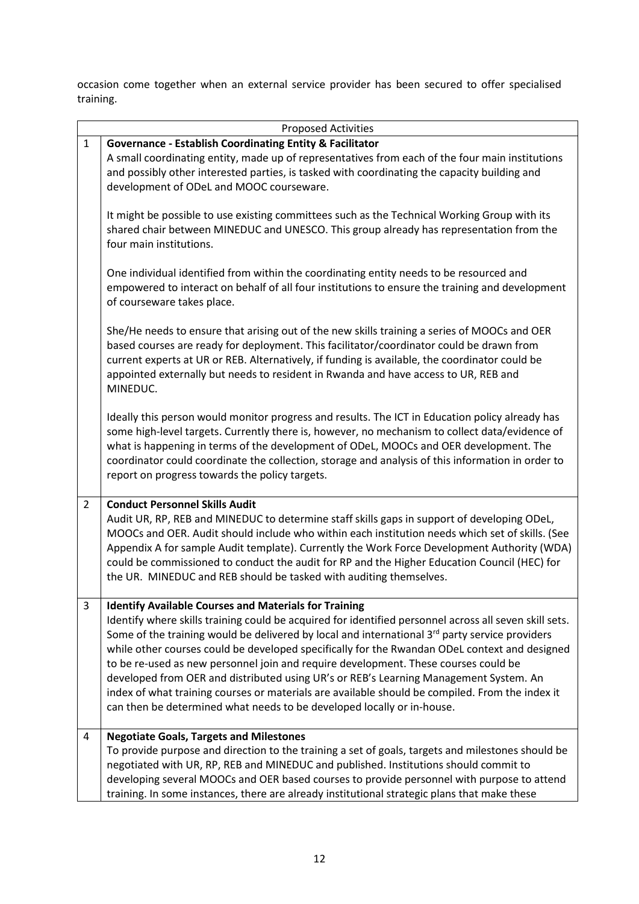occasion come together when an external service provider has been secured to offer specialised training.

| Proposed Activities | |
|---|---|
| 1 | **Governance - Establish Coordinating Entity & Facilitator**<br>A small coordinating entity, made up of representatives from each of the four main institutions and possibly other interested parties, is tasked with coordinating the capacity building and development of ODeL and MOOC courseware.<br><br>It might be possible to use existing committees such as the Technical Working Group with its shared chair between MINEDUC and UNESCO. This group already has representation from the four main institutions.<br><br>One individual identified from within the coordinating entity needs to be resourced and empowered to interact on behalf of all four institutions to ensure the training and development of courseware takes place.<br><br>She/He needs to ensure that arising out of the new skills training a series of MOOCs and OER based courses are ready for deployment. This facilitator/coordinator could be drawn from current experts at UR or REB. Alternatively, if funding is available, the coordinator could be appointed externally but needs to resident in Rwanda and have access to UR, REB and MINEDUC.<br><br>Ideally this person would monitor progress and results. The ICT in Education policy already has some high-level targets. Currently there is, however, no mechanism to collect data/evidence of what is happening in terms of the development of ODeL, MOOCs and OER development. The coordinator could coordinate the collection, storage and analysis of this information in order to report on progress towards the policy targets. |
| 2 | **Conduct Personnel Skills Audit**<br>Audit UR, RP, REB and MINEDUC to determine staff skills gaps in support of developing ODeL, MOOCs and OER. Audit should include who within each institution needs which set of skills. (See Appendix A for sample Audit template). Currently the Work Force Development Authority (WDA) could be commissioned to conduct the audit for RP and the Higher Education Council (HEC) for the UR. MINEDUC and REB should be tasked with auditing themselves. |
| 3 | **Identify Available Courses and Materials for Training**<br>Identify where skills training could be acquired for identified personnel across all seven skill sets. Some of the training would be delivered by local and international 3rd party service providers while other courses could be developed specifically for the Rwandan ODeL context and designed to be re-used as new personnel join and require development. These courses could be developed from OER and distributed using UR's or REB's Learning Management System. An index of what training courses or materials are available should be compiled. From the index it can then be determined what needs to be developed locally or in-house. |
| 4 | **Negotiate Goals, Targets and Milestones**<br>To provide purpose and direction to the training a set of goals, targets and milestones should be negotiated with UR, RP, REB and MINEDUC and published. Institutions should commit to developing several MOOCs and OER based courses to provide personnel with purpose to attend training. In some instances, there are already institutional strategic plans that make these |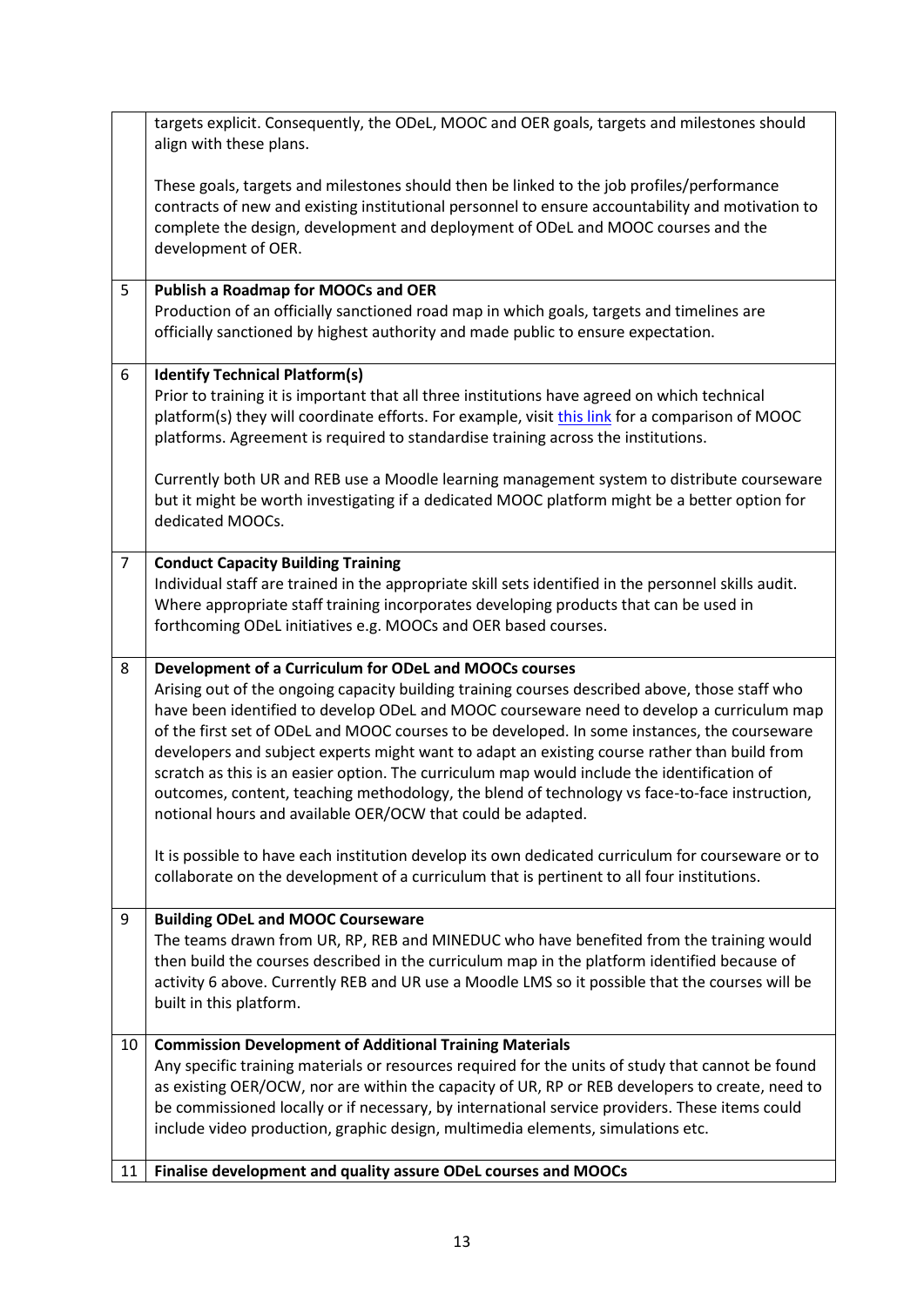| | |
|---|---|
| | targets explicit. Consequently, the ODeL, MOOC and OER goals, targets and milestones should align with these plans.<br><br>These goals, targets and milestones should then be linked to the job profiles/performance contracts of new and existing institutional personnel to ensure accountability and motivation to complete the design, development and deployment of ODeL and MOOC courses and the development of OER. |
| 5 | **Publish a Roadmap for MOOCs and OER**<br>Production of an officially sanctioned road map in which goals, targets and timelines are officially sanctioned by highest authority and made public to ensure expectation. |
| 6 | **Identify Technical Platform(s)**<br>Prior to training it is important that all three institutions have agreed on which technical platform(s) they will coordinate efforts. For example, visit this link for a comparison of MOOC platforms. Agreement is required to standardise training across the institutions.<br><br>Currently both UR and REB use a Moodle learning management system to distribute courseware but it might be worth investigating if a dedicated MOOC platform might be a better option for dedicated MOOCs. |
| 7 | **Conduct Capacity Building Training**<br>Individual staff are trained in the appropriate skill sets identified in the personnel skills audit. Where appropriate staff training incorporates developing products that can be used in forthcoming ODeL initiatives e.g. MOOCs and OER based courses. |
| 8 | **Development of a Curriculum for ODeL and MOOCs courses**<br>Arising out of the ongoing capacity building training courses described above, those staff who have been identified to develop ODeL and MOOC courseware need to develop a curriculum map of the first set of ODeL and MOOC courses to be developed. In some instances, the courseware developers and subject experts might want to adapt an existing course rather than build from scratch as this is an easier option. The curriculum map would include the identification of outcomes, content, teaching methodology, the blend of technology vs face-to-face instruction, notional hours and available OER/OCW that could be adapted.<br><br>It is possible to have each institution develop its own dedicated curriculum for courseware or to collaborate on the development of a curriculum that is pertinent to all four institutions. |
| 9 | **Building ODeL and MOOC Courseware**<br>The teams drawn from UR, RP, REB and MINEDUC who have benefited from the training would then build the courses described in the curriculum map in the platform identified because of activity 6 above. Currently REB and UR use a Moodle LMS so it possible that the courses will be built in this platform. |
| 10 | **Commission Development of Additional Training Materials**<br>Any specific training materials or resources required for the units of study that cannot be found as existing OER/OCW, nor are within the capacity of UR, RP or REB developers to create, need to be commissioned locally or if necessary, by international service providers. These items could include video production, graphic design, multimedia elements, simulations etc. |
| 11 | **Finalise development and quality assure ODeL courses and MOOCs** |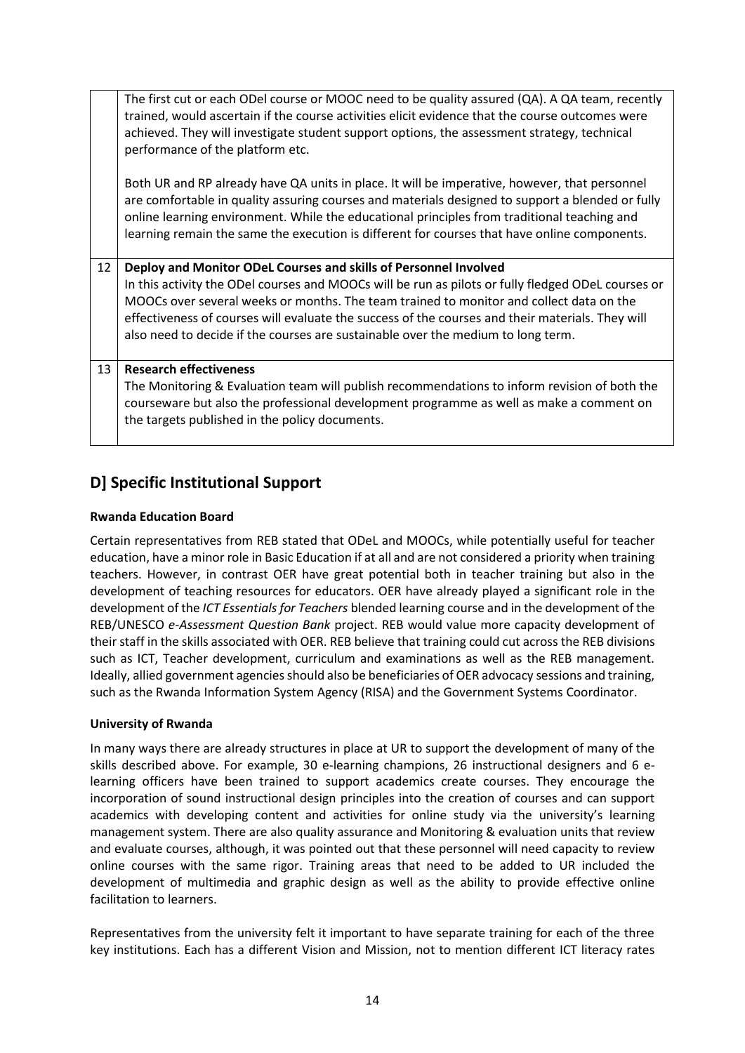| | |
|---|---|
| | The first cut or each ODel course or MOOC need to be quality assured (QA). A QA team, recently trained, would ascertain if the course activities elicit evidence that the course outcomes were achieved. They will investigate student support options, the assessment strategy, technical performance of the platform etc.<br><br>Both UR and RP already have QA units in place. It will be imperative, however, that personnel are comfortable in quality assuring courses and materials designed to support a blended or fully online learning environment. While the educational principles from traditional teaching and learning remain the same the execution is different for courses that have online components. |
| 12 | **Deploy and Monitor ODeL Courses and skills of Personnel Involved**<br>In this activity the ODel courses and MOOCs will be run as pilots or fully fledged ODeL courses or MOOCs over several weeks or months. The team trained to monitor and collect data on the effectiveness of courses will evaluate the success of the courses and their materials. They will also need to decide if the courses are sustainable over the medium to long term. |
| 13 | **Research effectiveness**<br>The Monitoring & Evaluation team will publish recommendations to inform revision of both the courseware but also the professional development programme as well as make a comment on the targets published in the policy documents. |

## D] Specific Institutional Support

**Rwanda Education Board**

Certain representatives from REB stated that ODeL and MOOCs, while potentially useful for teacher education, have a minor role in Basic Education if at all and are not considered a priority when training teachers. However, in contrast OER have great potential both in teacher training but also in the development of teaching resources for educators. OER have already played a significant role in the development of the *ICT Essentials for Teachers* blended learning course and in the development of the REB/UNESCO *e-Assessment Question Bank* project. REB would value more capacity development of their staff in the skills associated with OER. REB believe that training could cut across the REB divisions such as ICT, Teacher development, curriculum and examinations as well as the REB management. Ideally, allied government agencies should also be beneficiaries of OER advocacy sessions and training, such as the Rwanda Information System Agency (RISA) and the Government Systems Coordinator.

**University of Rwanda**

In many ways there are already structures in place at UR to support the development of many of the skills described above. For example, 30 e-learning champions, 26 instructional designers and 6 e-learning officers have been trained to support academics create courses. They encourage the incorporation of sound instructional design principles into the creation of courses and can support academics with developing content and activities for online study via the university's learning management system. There are also quality assurance and Monitoring & evaluation units that review and evaluate courses, although, it was pointed out that these personnel will need capacity to review online courses with the same rigor. Training areas that need to be added to UR included the development of multimedia and graphic design as well as the ability to provide effective online facilitation to learners.

Representatives from the university felt it important to have separate training for each of the three key institutions. Each has a different Vision and Mission, not to mention different ICT literacy rates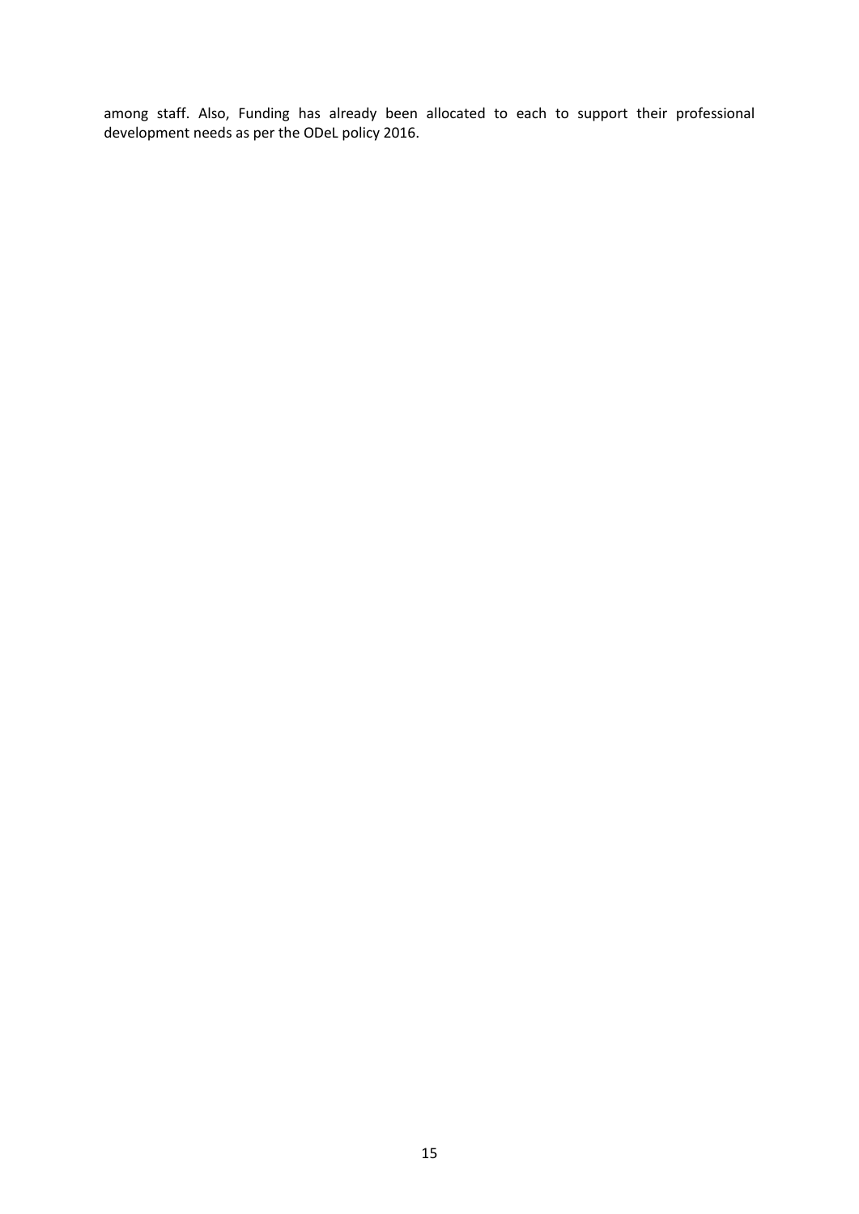among staff. Also, Funding has already been allocated to each to support their professional development needs as per the ODeL policy 2016.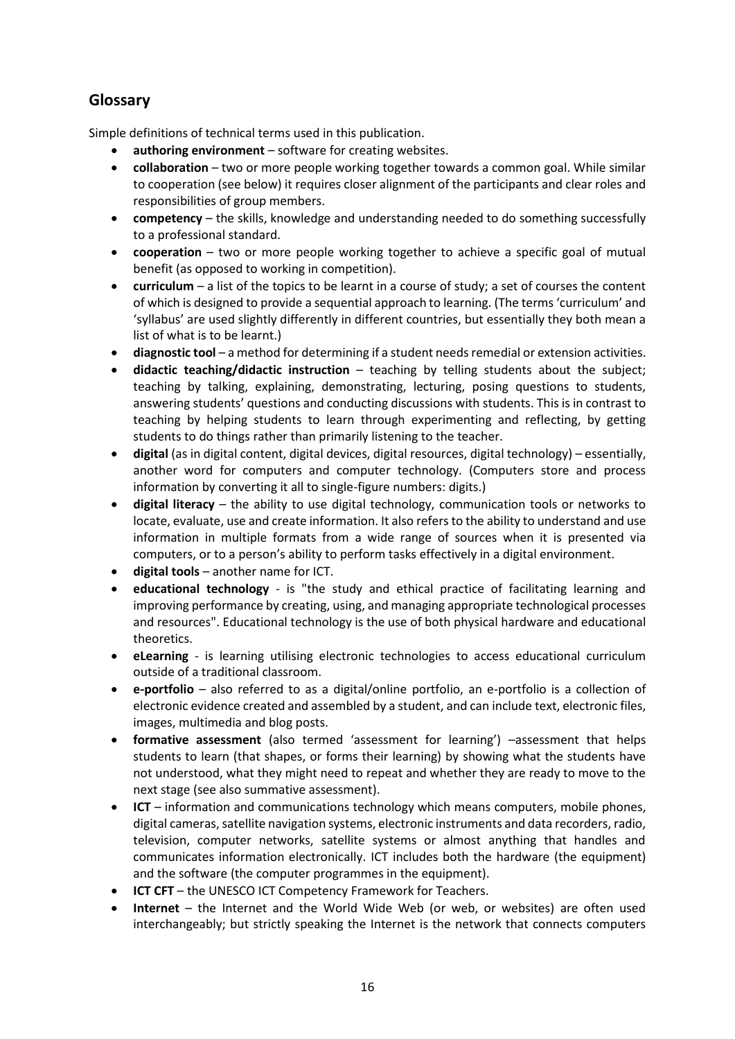## Glossary

Simple definitions of technical terms used in this publication.

- **authoring environment** – software for creating websites.
- **collaboration** – two or more people working together towards a common goal. While similar to cooperation (see below) it requires closer alignment of the participants and clear roles and responsibilities of group members.
- **competency** – the skills, knowledge and understanding needed to do something successfully to a professional standard.
- **cooperation** – two or more people working together to achieve a specific goal of mutual benefit (as opposed to working in competition).
- **curriculum** – a list of the topics to be learnt in a course of study; a set of courses the content of which is designed to provide a sequential approach to learning. (The terms 'curriculum' and 'syllabus' are used slightly differently in different countries, but essentially they both mean a list of what is to be learnt.)
- **diagnostic tool** – a method for determining if a student needs remedial or extension activities.
- **didactic teaching/didactic instruction** – teaching by telling students about the subject; teaching by talking, explaining, demonstrating, lecturing, posing questions to students, answering students' questions and conducting discussions with students. This is in contrast to teaching by helping students to learn through experimenting and reflecting, by getting students to do things rather than primarily listening to the teacher.
- **digital** (as in digital content, digital devices, digital resources, digital technology) – essentially, another word for computers and computer technology. (Computers store and process information by converting it all to single-figure numbers: digits.)
- **digital literacy** – the ability to use digital technology, communication tools or networks to locate, evaluate, use and create information. It also refers to the ability to understand and use information in multiple formats from a wide range of sources when it is presented via computers, or to a person's ability to perform tasks effectively in a digital environment.
- **digital tools** – another name for ICT.
- **educational technology** - is "the study and ethical practice of facilitating learning and improving performance by creating, using, and managing appropriate technological processes and resources". Educational technology is the use of both physical hardware and educational theoretics.
- **eLearning** - is learning utilising electronic technologies to access educational curriculum outside of a traditional classroom.
- **e-portfolio** – also referred to as a digital/online portfolio, an e-portfolio is a collection of electronic evidence created and assembled by a student, and can include text, electronic files, images, multimedia and blog posts.
- **formative assessment** (also termed 'assessment for learning') –assessment that helps students to learn (that shapes, or forms their learning) by showing what the students have not understood, what they might need to repeat and whether they are ready to move to the next stage (see also summative assessment).
- **ICT** – information and communications technology which means computers, mobile phones, digital cameras, satellite navigation systems, electronic instruments and data recorders, radio, television, computer networks, satellite systems or almost anything that handles and communicates information electronically. ICT includes both the hardware (the equipment) and the software (the computer programmes in the equipment).
- **ICT CFT** – the UNESCO ICT Competency Framework for Teachers.
- **Internet** – the Internet and the World Wide Web (or web, or websites) are often used interchangeably; but strictly speaking the Internet is the network that connects computers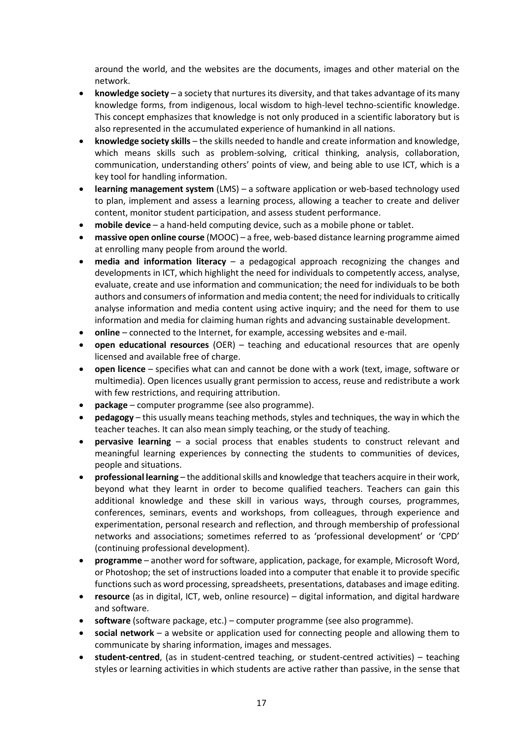around the world, and the websites are the documents, images and other material on the network.

- **knowledge society** – a society that nurtures its diversity, and that takes advantage of its many knowledge forms, from indigenous, local wisdom to high-level techno-scientific knowledge. This concept emphasizes that knowledge is not only produced in a scientific laboratory but is also represented in the accumulated experience of humankind in all nations.
- **knowledge society skills** – the skills needed to handle and create information and knowledge, which means skills such as problem-solving, critical thinking, analysis, collaboration, communication, understanding others' points of view, and being able to use ICT, which is a key tool for handling information.
- **learning management system** (LMS) – a software application or web-based technology used to plan, implement and assess a learning process, allowing a teacher to create and deliver content, monitor student participation, and assess student performance.
- **mobile device** – a hand-held computing device, such as a mobile phone or tablet.
- **massive open online course** (MOOC) – a free, web-based distance learning programme aimed at enrolling many people from around the world.
- **media and information literacy** – a pedagogical approach recognizing the changes and developments in ICT, which highlight the need for individuals to competently access, analyse, evaluate, create and use information and communication; the need for individuals to be both authors and consumers of information and media content; the need for individuals to critically analyse information and media content using active inquiry; and the need for them to use information and media for claiming human rights and advancing sustainable development.
- **online** – connected to the Internet, for example, accessing websites and e-mail.
- **open educational resources** (OER) – teaching and educational resources that are openly licensed and available free of charge.
- **open licence** – specifies what can and cannot be done with a work (text, image, software or multimedia). Open licences usually grant permission to access, reuse and redistribute a work with few restrictions, and requiring attribution.
- **package** – computer programme (see also programme).
- **pedagogy** – this usually means teaching methods, styles and techniques, the way in which the teacher teaches. It can also mean simply teaching, or the study of teaching.
- **pervasive learning** – a social process that enables students to construct relevant and meaningful learning experiences by connecting the students to communities of devices, people and situations.
- **professional learning** – the additional skills and knowledge that teachers acquire in their work, beyond what they learnt in order to become qualified teachers. Teachers can gain this additional knowledge and these skill in various ways, through courses, programmes, conferences, seminars, events and workshops, from colleagues, through experience and experimentation, personal research and reflection, and through membership of professional networks and associations; sometimes referred to as 'professional development' or 'CPD' (continuing professional development).
- **programme** – another word for software, application, package, for example, Microsoft Word, or Photoshop; the set of instructions loaded into a computer that enable it to provide specific functions such as word processing, spreadsheets, presentations, databases and image editing.
- **resource** (as in digital, ICT, web, online resource) – digital information, and digital hardware and software.
- **software** (software package, etc.) – computer programme (see also programme).
- **social network** – a website or application used for connecting people and allowing them to communicate by sharing information, images and messages.
- **student-centred**, (as in student-centred teaching, or student-centred activities) – teaching styles or learning activities in which students are active rather than passive, in the sense that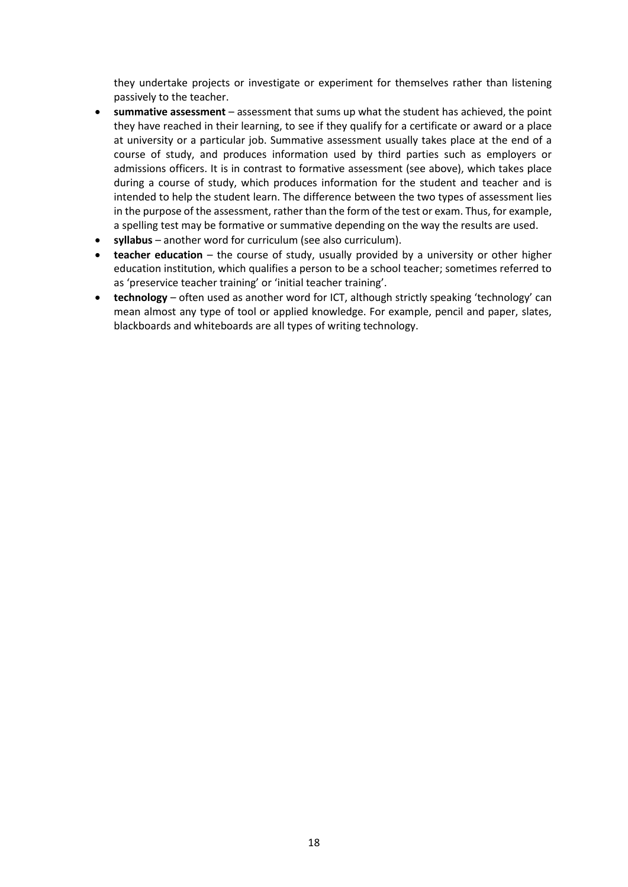they undertake projects or investigate or experiment for themselves rather than listening passively to the teacher.

- **summative assessment** – assessment that sums up what the student has achieved, the point they have reached in their learning, to see if they qualify for a certificate or award or a place at university or a particular job. Summative assessment usually takes place at the end of a course of study, and produces information used by third parties such as employers or admissions officers. It is in contrast to formative assessment (see above), which takes place during a course of study, which produces information for the student and teacher and is intended to help the student learn. The difference between the two types of assessment lies in the purpose of the assessment, rather than the form of the test or exam. Thus, for example, a spelling test may be formative or summative depending on the way the results are used.
- **syllabus** – another word for curriculum (see also curriculum).
- **teacher education** – the course of study, usually provided by a university or other higher education institution, which qualifies a person to be a school teacher; sometimes referred to as 'preservice teacher training' or 'initial teacher training'.
- **technology** – often used as another word for ICT, although strictly speaking 'technology' can mean almost any type of tool or applied knowledge. For example, pencil and paper, slates, blackboards and whiteboards are all types of writing technology.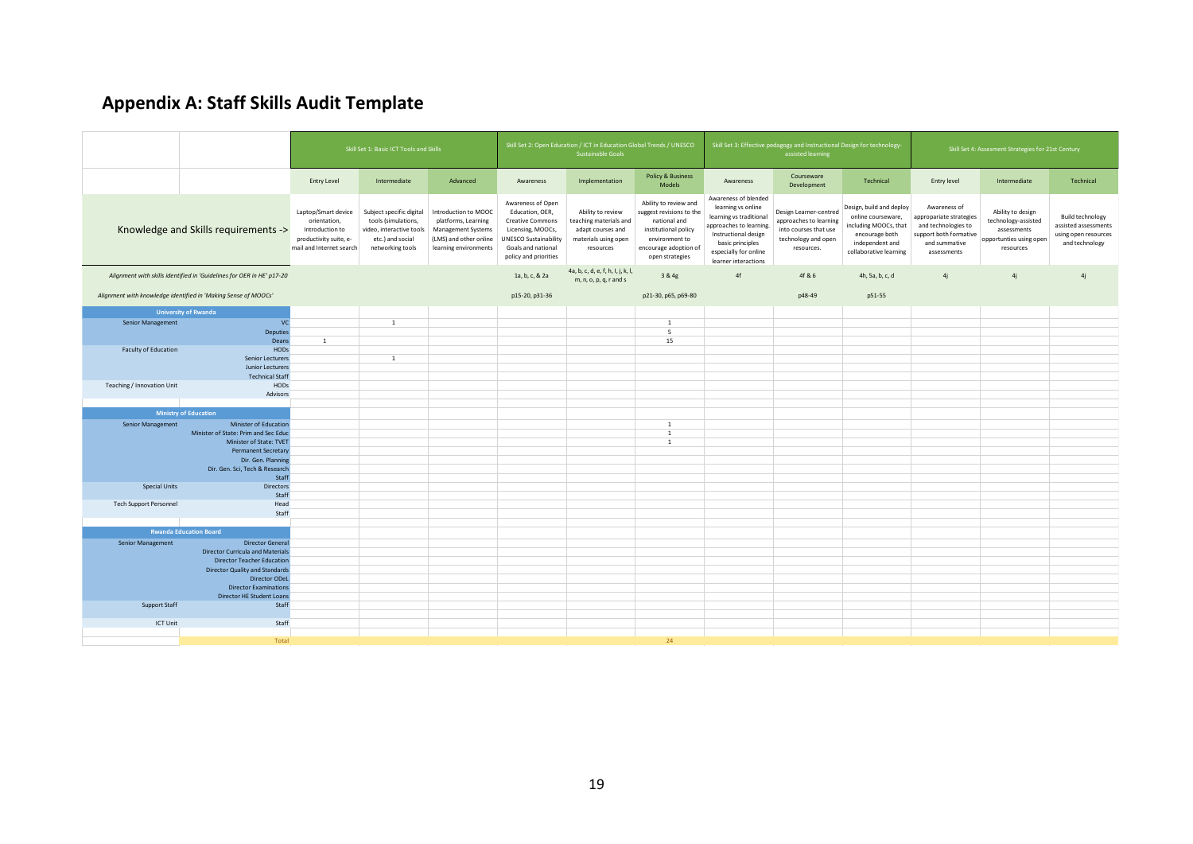# Appendix A: Staff Skills Audit Template

| | | Skill Set 1: Basic ICT Tools and Skills | | | Skill Set 2: Open Education / ICT in Education Global Trends / UNESCO Sustainable Goals | | | Skill Set 3: Effective pedagogy and Instructional Design for technology-assisted learning | | | Skill Set 4: Assesment Strategies for 21st Century | | |
|---|---|---|---|---|---|---|---|---|---|---|---|---|---|
| | | Entry Level | Intermediate | Advanced | Awareness | Implementation | Policy & Business Models | Awareness | Courseware Development | Technical | Entry level | Intermediate | Technical |
| Knowledge and Skills requirements -> | | Laptop/Smart device orientation, Introduction to productivity suite, e-mail and Internet search | Subject specific digital tools (simulations, video, interactive tools etc.) and social networking tools | Introduction to MOOC platforms, Learning Management Systems (LMS) and other online learning environments | Awareness of Open Education, OER, Creative Commons Licensing, MOOCs, UNESCO Sustainability Goals and national policy and priorities | Ability to review teaching materials and adapt courses and materials using open resources | Ability to review and suggest revisions to the national and institutional policy environment to encourage adoption of open strategies | Awareness of blended learning vs online learning vs traditional approaches to learning. Instructional design basic principles especially for online learner interactions | Design Learner-centred approaches to learning into courses that use technology and open resources. | Design, build and deploy online courseware, including MOOCs, that encourage both independent and collaborative learning | Awareness of appropariate strategies and technologies to support both formative and summative assessments | Ability to design technology-assisted assessments opportunties using open resources | Build technology assisted assessments using open resources and technology |
| *Alignment with skills identified in 'Guidelines for OER in HE' p17-20* | | | | | 1a, b, c, & 2a | 4a, b, c, d, e, f, h, I, j, k, l, m, n, o, p, q, r and s | 3 & 4g | 4f | 4f & 6 | 4h, 5a, b, c, d | 4j | 4j | 4j |
| *Alignment with knowledge identified in 'Making Sense of MOOCs'* | | | | | p15-20, p31-36 | | p21-30, p65, p69-80 | | p48-49 | p51-55 | | | |
| **University of Rwanda** | | | | | | | | | | | | | |
| Senior Management | VC | | 1 | | | | 1 | | | | | | |
| | Deputies | | | | | | 5 | | | | | | |
| | Deans | 1 | | | | | 15 | | | | | | |
| Faculty of Education | HODs | | | | | | | | | | | | |
| | Senior Lecturers | | 1 | | | | | | | | | | |
| | Junior Lecturers | | | | | | | | | | | | |
| | Technical Staff | | | | | | | | | | | | |
| Teaching / Innovation Unit | HODs | | | | | | | | | | | | |
| | Advisors | | | | | | | | | | | | |
| **Ministry of Education** | | | | | | | | | | | | | |
| Senior Management | Minister of Education | | | | | | 1 | | | | | | |
| | Minister of State: Prim and Sec Educ | | | | | | 1 | | | | | | |
| | Minister of State: TVET | | | | | | 1 | | | | | | |
| | Permanent Secretary | | | | | | | | | | | | |
| | Dir. Gen. Planning | | | | | | | | | | | | |
| | Dir. Gen. Sci, Tech & Research | | | | | | | | | | | | |
| | Staff | | | | | | | | | | | | |
| Special Units | Directors | | | | | | | | | | | | |
| | Staff | | | | | | | | | | | | |
| Tech Support Personnel | Head | | | | | | | | | | | | |
| | Staff | | | | | | | | | | | | |
| **Rwanda Education Board** | | | | | | | | | | | | | |
| Senior Management | Director General | | | | | | | | | | | | |
| | Director Curricula and Materials | | | | | | | | | | | | |
| | Director Teacher Education | | | | | | | | | | | | |
| | Director Quality and Standards | | | | | | | | | | | | |
| | Director ODeL | | | | | | | | | | | | |
| | Director Examinations | | | | | | | | | | | | |
| | Director HE Student Loans | | | | | | | | | | | | |
| Support Staff | Staff | | | | | | | | | | | | |
| ICT Unit | Staff | | | | | | | | | | | | |
| | Total | | | | | | 24 | | | | | | |